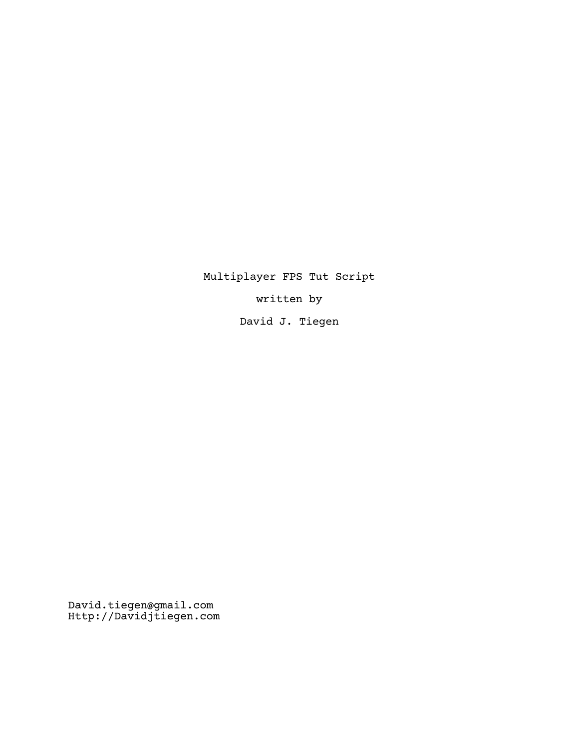# Multiplayer FPS Tut Script

written by

David J. Tiegen

David.tiegen@gmail.com
Http://Davidjtiegen.com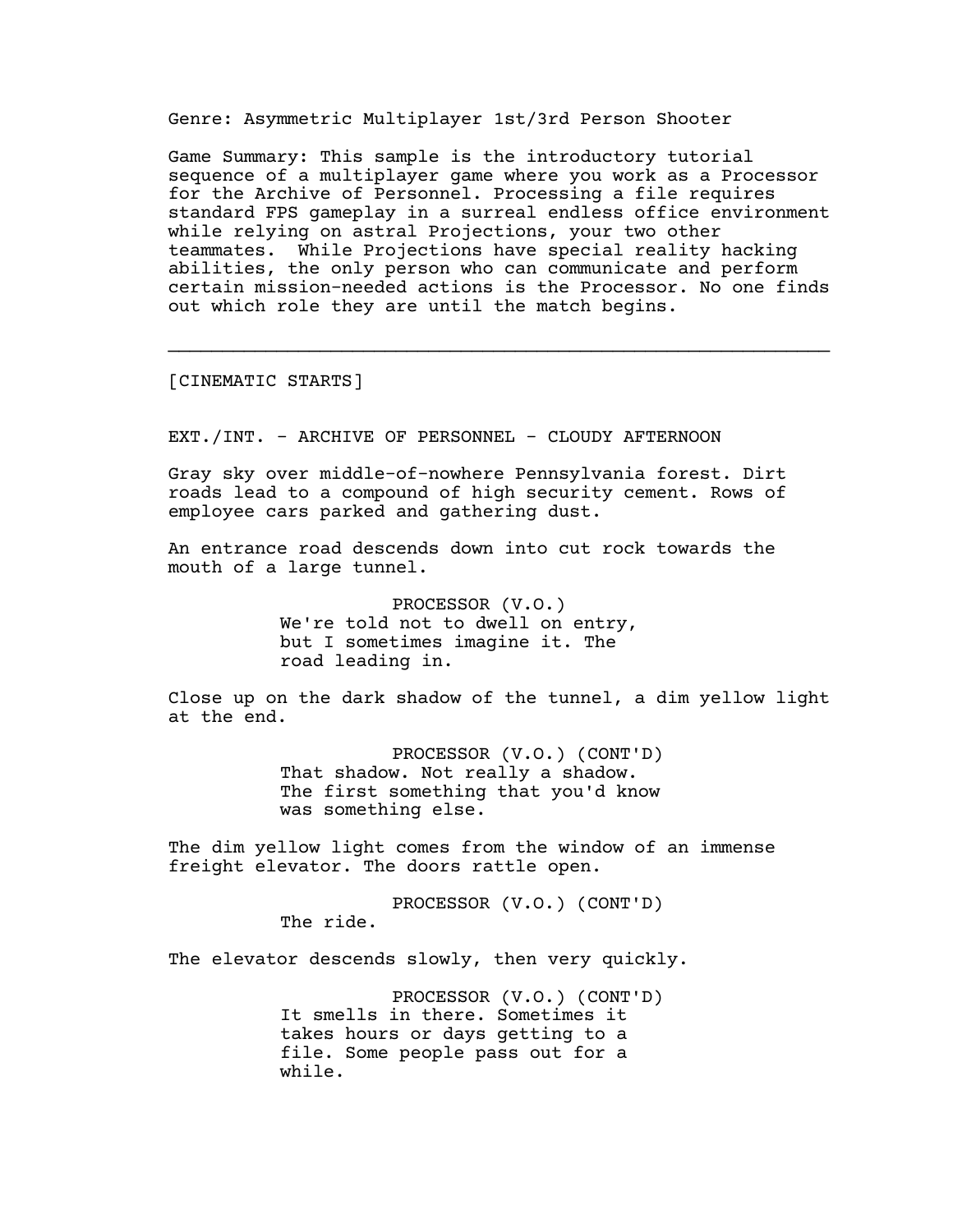Genre: Asymmetric Multiplayer 1st/3rd Person Shooter

Game Summary: This sample is the introductory tutorial sequence of a multiplayer game where you work as a Processor for the Archive of Personnel. Processing a file requires standard FPS gameplay in a surreal endless office environment while relying on astral Projections, your two other teammates. While Projections have special reality hacking abilities, the only person who can communicate and perform certain mission-needed actions is the Processor. No one finds out which role they are until the match begins.

---

[CINEMATIC STARTS]

EXT./INT. - ARCHIVE OF PERSONNEL - CLOUDY AFTERNOON

Gray sky over middle-of-nowhere Pennsylvania forest. Dirt roads lead to a compound of high security cement. Rows of employee cars parked and gathering dust.

An entrance road descends down into cut rock towards the mouth of a large tunnel.

PROCESSOR (V.O.)
We're told not to dwell on entry, but I sometimes imagine it. The road leading in.

Close up on the dark shadow of the tunnel, a dim yellow light at the end.

PROCESSOR (V.O.) (CONT'D)
That shadow. Not really a shadow. The first something that you'd know was something else.

The dim yellow light comes from the window of an immense freight elevator. The doors rattle open.

PROCESSOR (V.O.) (CONT'D)
The ride.

The elevator descends slowly, then very quickly.

PROCESSOR (V.O.) (CONT'D)
It smells in there. Sometimes it takes hours or days getting to a file. Some people pass out for a while.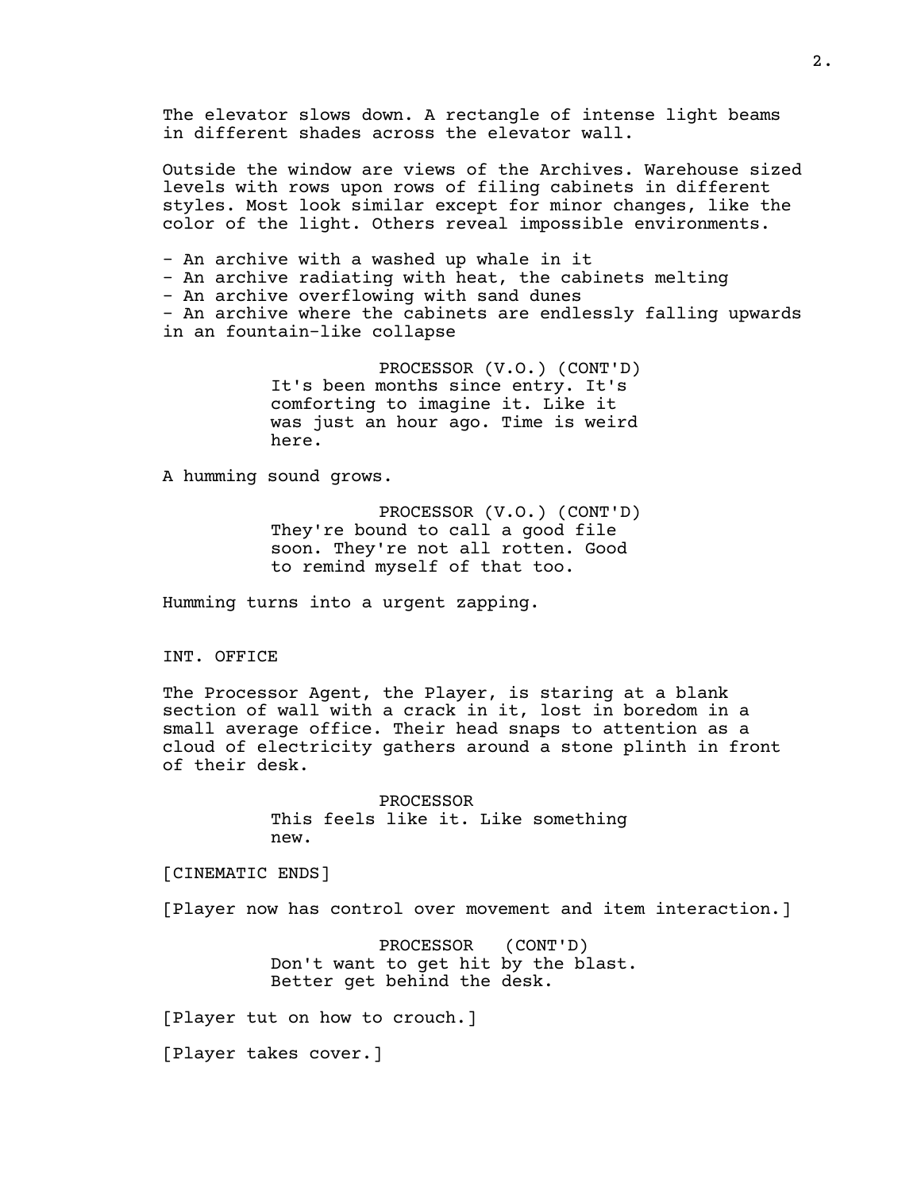The elevator slows down. A rectangle of intense light beams in different shades across the elevator wall.

Outside the window are views of the Archives. Warehouse sized levels with rows upon rows of filing cabinets in different styles. Most look similar except for minor changes, like the color of the light. Others reveal impossible environments.

- An archive with a washed up whale in it
- An archive radiating with heat, the cabinets melting
- An archive overflowing with sand dunes
- An archive where the cabinets are endlessly falling upwards in an fountain-like collapse

PROCESSOR (V.O.) (CONT'D)
It's been months since entry. It's comforting to imagine it. Like it was just an hour ago. Time is weird here.

A humming sound grows.

PROCESSOR (V.O.) (CONT'D)
They're bound to call a good file soon. They're not all rotten. Good to remind myself of that too.

Humming turns into a urgent zapping.

INT. OFFICE

The Processor Agent, the Player, is staring at a blank section of wall with a crack in it, lost in boredom in a small average office. Their head snaps to attention as a cloud of electricity gathers around a stone plinth in front of their desk.

PROCESSOR
This feels like it. Like something new.

[CINEMATIC ENDS]

[Player now has control over movement and item interaction.]

PROCESSOR (CONT'D)
Don't want to get hit by the blast. Better get behind the desk.

[Player tut on how to crouch.]

[Player takes cover.]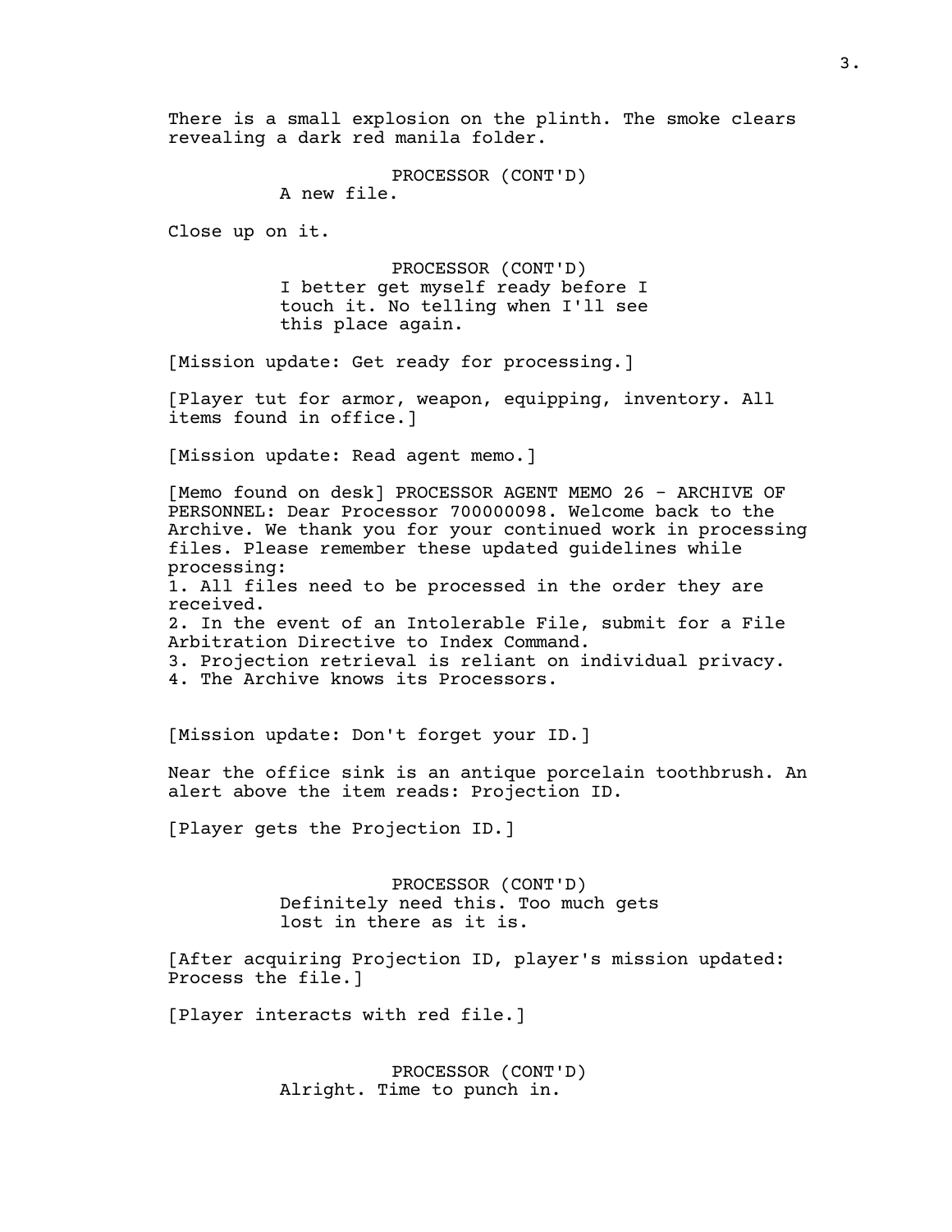There is a small explosion on the plinth. The smoke clears revealing a dark red manila folder.

PROCESSOR (CONT'D)
A new file.

Close up on it.

PROCESSOR (CONT'D)
I better get myself ready before I touch it. No telling when I'll see this place again.

[Mission update: Get ready for processing.]

[Player tut for armor, weapon, equipping, inventory. All items found in office.]

[Mission update: Read agent memo.]

[Memo found on desk] PROCESSOR AGENT MEMO 26 - ARCHIVE OF PERSONNEL: Dear Processor 700000098. Welcome back to the Archive. We thank you for your continued work in processing files. Please remember these updated guidelines while processing:
1. All files need to be processed in the order they are received.
2. In the event of an Intolerable File, submit for a File Arbitration Directive to Index Command.
3. Projection retrieval is reliant on individual privacy.
4. The Archive knows its Processors.

[Mission update: Don't forget your ID.]

Near the office sink is an antique porcelain toothbrush. An alert above the item reads: Projection ID.

[Player gets the Projection ID.]

PROCESSOR (CONT'D)
Definitely need this. Too much gets lost in there as it is.

[After acquiring Projection ID, player's mission updated: Process the file.]

[Player interacts with red file.]

PROCESSOR (CONT'D)
Alright. Time to punch in.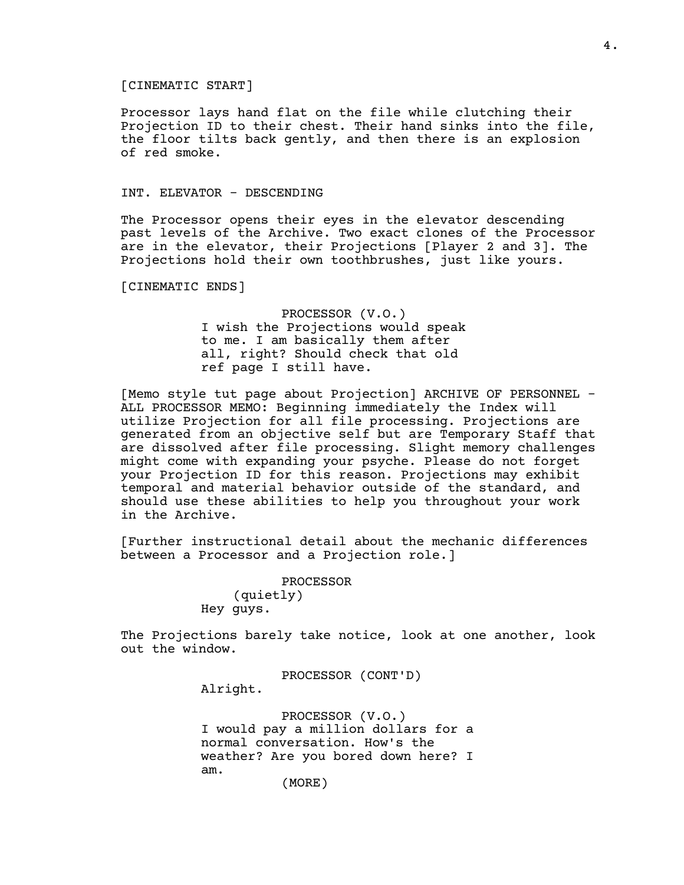[CINEMATIC START]

Processor lays hand flat on the file while clutching their Projection ID to their chest. Their hand sinks into the file, the floor tilts back gently, and then there is an explosion of red smoke.

INT. ELEVATOR - DESCENDING

The Processor opens their eyes in the elevator descending past levels of the Archive. Two exact clones of the Processor are in the elevator, their Projections [Player 2 and 3]. The Projections hold their own toothbrushes, just like yours.

[CINEMATIC ENDS]

PROCESSOR (V.O.)
I wish the Projections would speak to me. I am basically them after all, right? Should check that old ref page I still have.

[Memo style tut page about Projection] ARCHIVE OF PERSONNEL - ALL PROCESSOR MEMO: Beginning immediately the Index will utilize Projection for all file processing. Projections are generated from an objective self but are Temporary Staff that are dissolved after file processing. Slight memory challenges might come with expanding your psyche. Please do not forget your Projection ID for this reason. Projections may exhibit temporal and material behavior outside of the standard, and should use these abilities to help you throughout your work in the Archive.

[Further instructional detail about the mechanic differences between a Processor and a Projection role.]

PROCESSOR
(quietly)
Hey guys.

The Projections barely take notice, look at one another, look out the window.

PROCESSOR (CONT'D)
Alright.

PROCESSOR (V.O.)
I would pay a million dollars for a normal conversation. How's the weather? Are you bored down here? I am.
(MORE)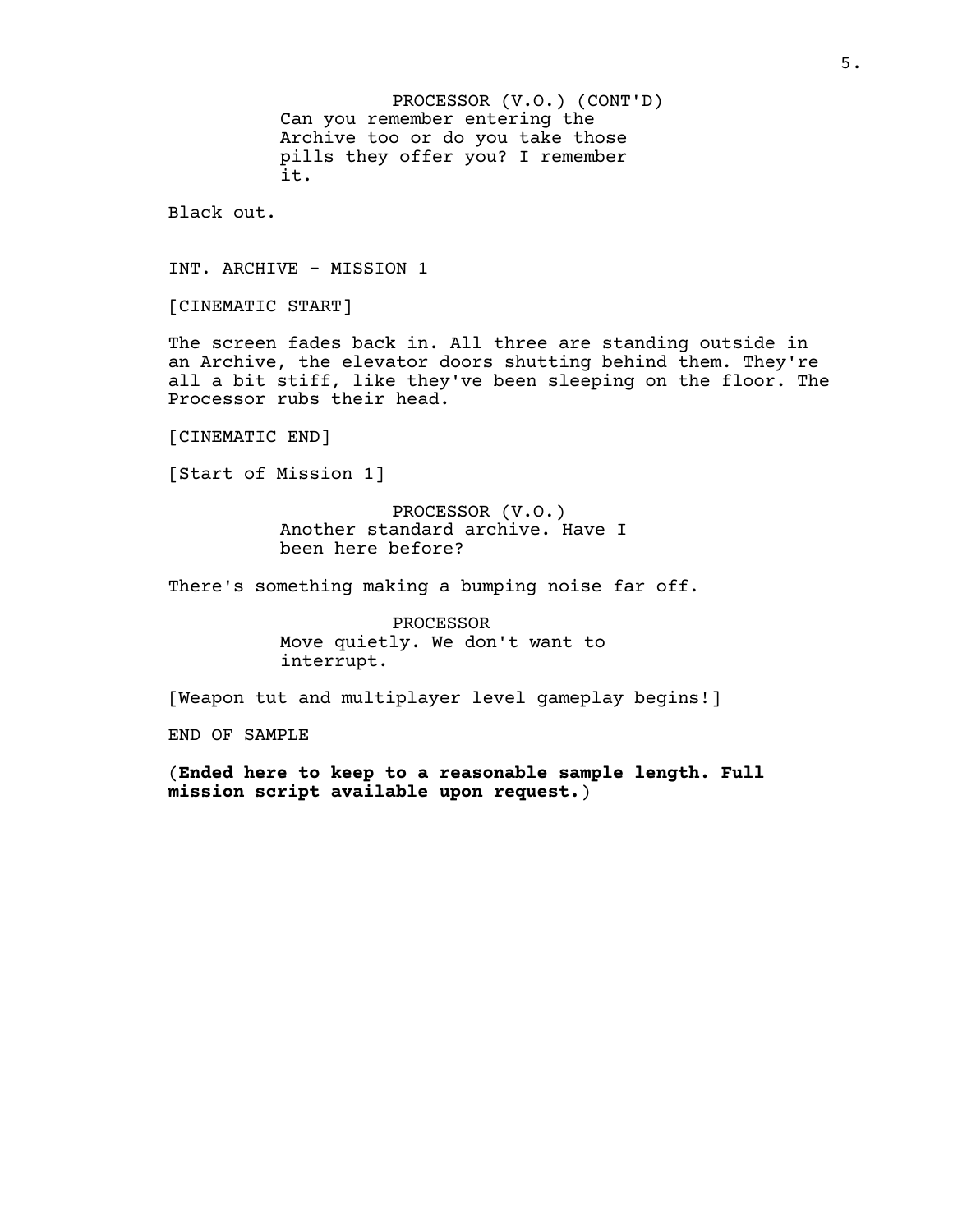PROCESSOR (V.O.) (CONT'D)
Can you remember entering the Archive too or do you take those pills they offer you? I remember it.

Black out.

INT. ARCHIVE - MISSION 1

[CINEMATIC START]

The screen fades back in. All three are standing outside in an Archive, the elevator doors shutting behind them. They're all a bit stiff, like they've been sleeping on the floor. The Processor rubs their head.

[CINEMATIC END]

[Start of Mission 1]

PROCESSOR (V.O.)
Another standard archive. Have I been here before?

There's something making a bumping noise far off.

PROCESSOR
Move quietly. We don't want to interrupt.

[Weapon tut and multiplayer level gameplay begins!]

END OF SAMPLE

(**Ended here to keep to a reasonable sample length. Full mission script available upon request.**)